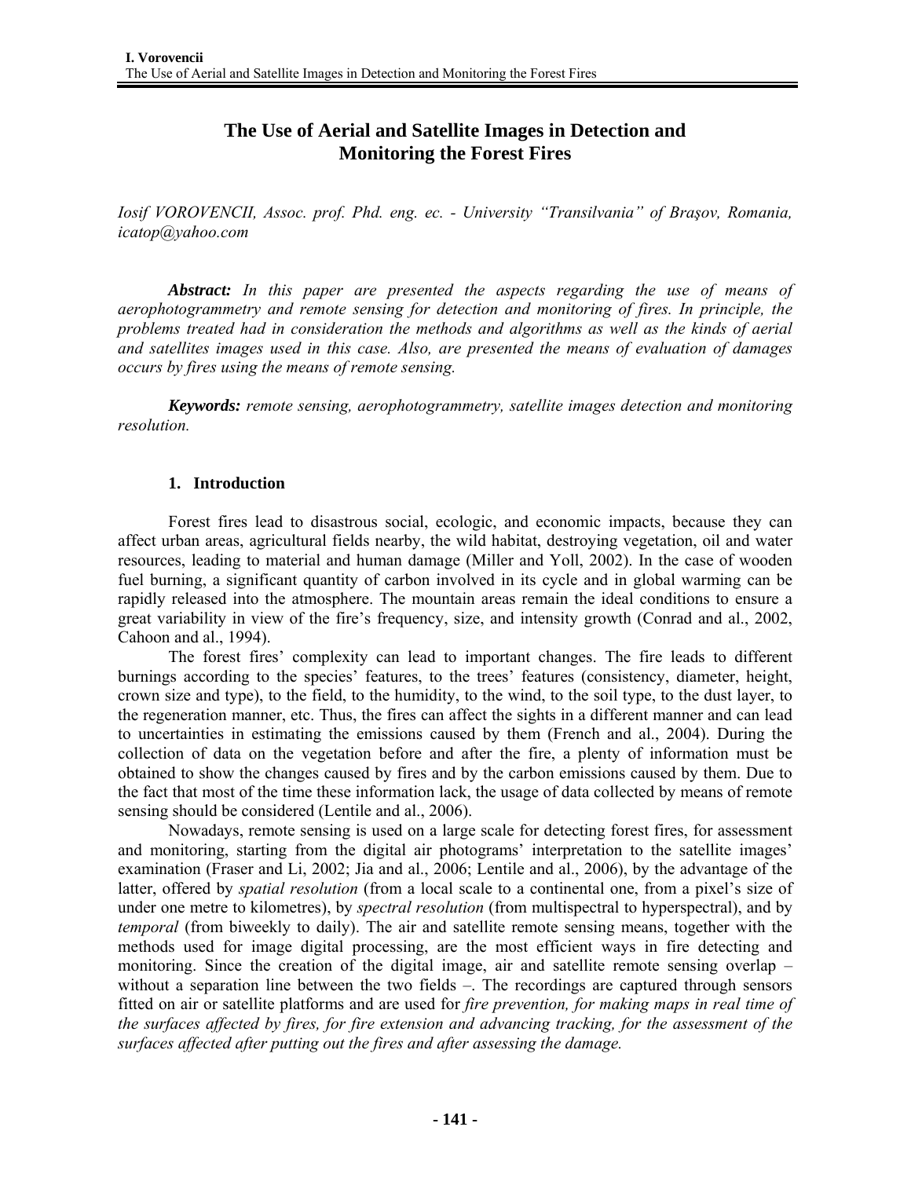# The Use of Aerial and Satellite Images in Detection and Monitoring the Forest Fires

*Iosif VOROVENCII, Assoc. prof. Phd. eng. ec. - University "Transilvania" of Braşov, Romania, icatop@yahoo.com*

***Abstract:*** *In this paper are presented the aspects regarding the use of means of aerophotogrammetry and remote sensing for detection and monitoring of fires. In principle, the problems treated had in consideration the methods and algorithms as well as the kinds of aerial and satellites images used in this case. Also, are presented the means of evaluation of damages occurs by fires using the means of remote sensing.*

***Keywords:*** *remote sensing, aerophotogrammetry, satellite images detection and monitoring resolution.*

## 1. Introduction

Forest fires lead to disastrous social, ecologic, and economic impacts, because they can affect urban areas, agricultural fields nearby, the wild habitat, destroying vegetation, oil and water resources, leading to material and human damage (Miller and Yoll, 2002). In the case of wooden fuel burning, a significant quantity of carbon involved in its cycle and in global warming can be rapidly released into the atmosphere. The mountain areas remain the ideal conditions to ensure a great variability in view of the fire's frequency, size, and intensity growth (Conrad and al., 2002, Cahoon and al., 1994).

The forest fires' complexity can lead to important changes. The fire leads to different burnings according to the species' features, to the trees' features (consistency, diameter, height, crown size and type), to the field, to the humidity, to the wind, to the soil type, to the dust layer, to the regeneration manner, etc. Thus, the fires can affect the sights in a different manner and can lead to uncertainties in estimating the emissions caused by them (French and al., 2004). During the collection of data on the vegetation before and after the fire, a plenty of information must be obtained to show the changes caused by fires and by the carbon emissions caused by them. Due to the fact that most of the time these information lack, the usage of data collected by means of remote sensing should be considered (Lentile and al., 2006).

Nowadays, remote sensing is used on a large scale for detecting forest fires, for assessment and monitoring, starting from the digital air photograms' interpretation to the satellite images' examination (Fraser and Li, 2002; Jia and al., 2006; Lentile and al., 2006), by the advantage of the latter, offered by *spatial resolution* (from a local scale to a continental one, from a pixel's size of under one metre to kilometres), by *spectral resolution* (from multispectral to hyperspectral), and by *temporal* (from biweekly to daily). The air and satellite remote sensing means, together with the methods used for image digital processing, are the most efficient ways in fire detecting and monitoring. Since the creation of the digital image, air and satellite remote sensing overlap – without a separation line between the two fields –. The recordings are captured through sensors fitted on air or satellite platforms and are used for *fire prevention, for making maps in real time of the surfaces affected by fires, for fire extension and advancing tracking, for the assessment of the surfaces affected after putting out the fires and after assessing the damage.*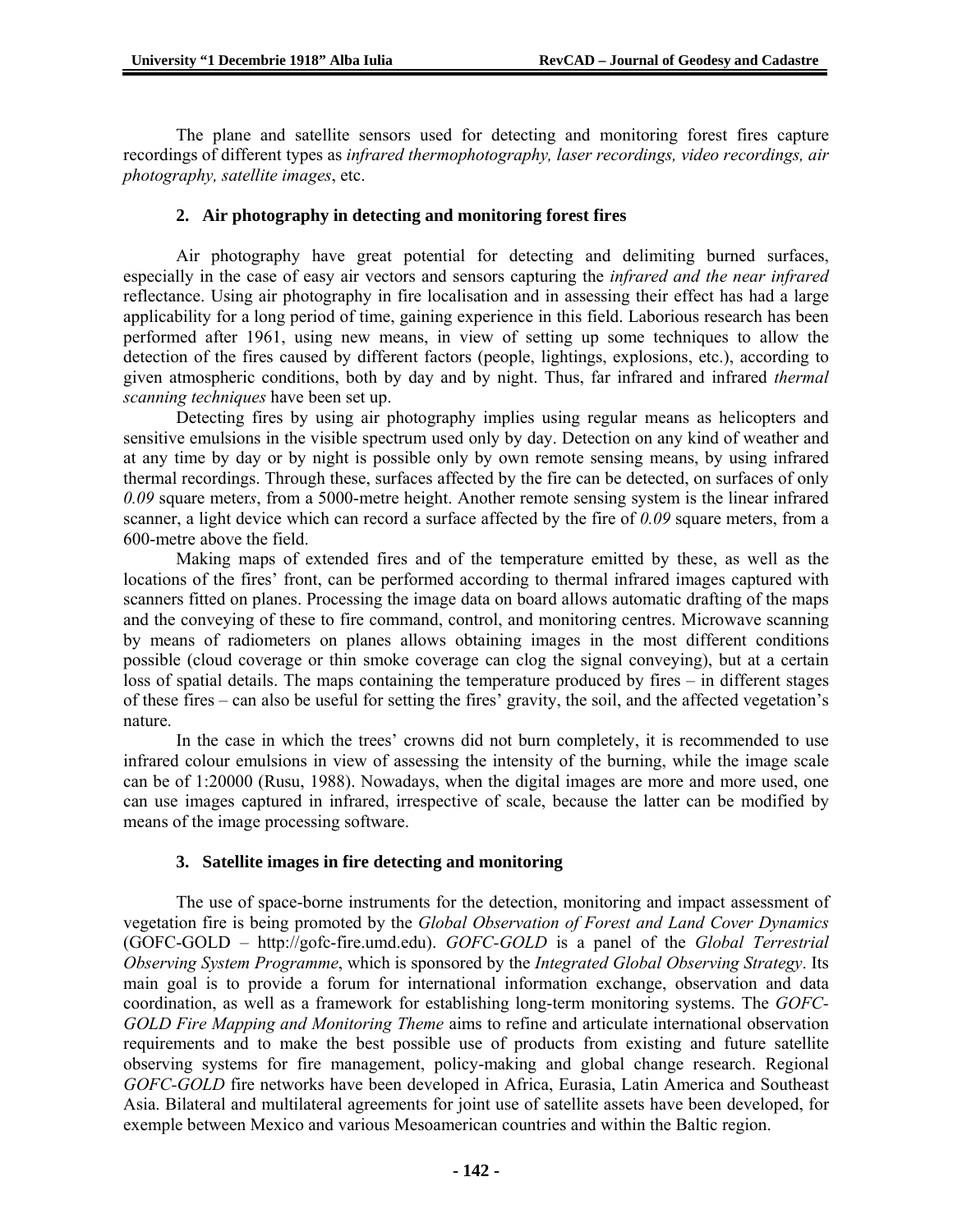The plane and satellite sensors used for detecting and monitoring forest fires capture recordings of different types as *infrared thermophotography, laser recordings, video recordings, air photography, satellite images*, etc.

## 2. Air photography in detecting and monitoring forest fires

Air photography have great potential for detecting and delimiting burned surfaces, especially in the case of easy air vectors and sensors capturing the *infrared and the near infrared* reflectance. Using air photography in fire localisation and in assessing their effect has had a large applicability for a long period of time, gaining experience in this field. Laborious research has been performed after 1961, using new means, in view of setting up some techniques to allow the detection of the fires caused by different factors (people, lightings, explosions, etc.), according to given atmospheric conditions, both by day and by night. Thus, far infrared and infrared *thermal scanning techniques* have been set up.

Detecting fires by using air photography implies using regular means as helicopters and sensitive emulsions in the visible spectrum used only by day. Detection on any kind of weather and at any time by day or by night is possible only by own remote sensing means, by using infrared thermal recordings. Through these, surfaces affected by the fire can be detected, on surfaces of only *0.09* square meters, from a 5000-metre height. Another remote sensing system is the linear infrared scanner, a light device which can record a surface affected by the fire of *0.09* square meters, from a 600-metre above the field.

Making maps of extended fires and of the temperature emitted by these, as well as the locations of the fires' front, can be performed according to thermal infrared images captured with scanners fitted on planes. Processing the image data on board allows automatic drafting of the maps and the conveying of these to fire command, control, and monitoring centres. Microwave scanning by means of radiometers on planes allows obtaining images in the most different conditions possible (cloud coverage or thin smoke coverage can clog the signal conveying), but at a certain loss of spatial details. The maps containing the temperature produced by fires – in different stages of these fires – can also be useful for setting the fires' gravity, the soil, and the affected vegetation's nature.

In the case in which the trees' crowns did not burn completely, it is recommended to use infrared colour emulsions in view of assessing the intensity of the burning, while the image scale can be of 1:20000 (Rusu, 1988). Nowadays, when the digital images are more and more used, one can use images captured in infrared, irrespective of scale, because the latter can be modified by means of the image processing software.

## 3. Satellite images in fire detecting and monitoring

The use of space-borne instruments for the detection, monitoring and impact assessment of vegetation fire is being promoted by the *Global Observation of Forest and Land Cover Dynamics* (GOFC-GOLD – http://gofc-fire.umd.edu). *GOFC-GOLD* is a panel of the *Global Terrestrial Observing System Programme*, which is sponsored by the *Integrated Global Observing Strategy*. Its main goal is to provide a forum for international information exchange, observation and data coordination, as well as a framework for establishing long-term monitoring systems. The *GOFC-GOLD Fire Mapping and Monitoring Theme* aims to refine and articulate international observation requirements and to make the best possible use of products from existing and future satellite observing systems for fire management, policy-making and global change research. Regional *GOFC-GOLD* fire networks have been developed in Africa, Eurasia, Latin America and Southeast Asia. Bilateral and multilateral agreements for joint use of satellite assets have been developed, for exemple between Mexico and various Mesoamerican countries and within the Baltic region.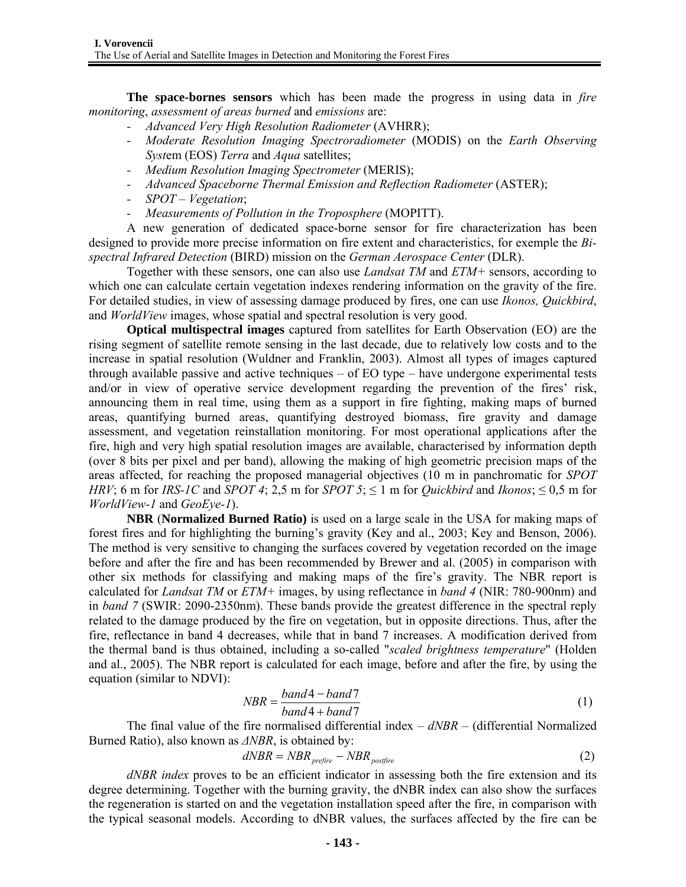**The space-bornes sensors** which has been made the progress in using data in *fire monitoring*, *assessment of areas burned* and *emissions* are:

- *Advanced Very High Resolution Radiometer* (AVHRR);
- *Moderate Resolution Imaging Spectroradiometer* (MODIS) on the *Earth Observing Syst*em (EOS) *Terra* and *Aqua* satellites;
- *Medium Resolution Imaging Spectrometer* (MERIS);
- *Advanced Spaceborne Thermal Emission and Reflection Radiometer* (ASTER);
- *SPOT – Vegetation*;
- *Measurements of Pollution in the Troposphere* (MOPITT).

A new generation of dedicated space-borne sensor for fire characterization has been designed to provide more precise information on fire extent and characteristics, for exemple the *Bi-spectral Infrared Detection* (BIRD) mission on the *German Aerospace Center* (DLR).

Together with these sensors, one can also use *Landsat TM* and *ETM+* sensors, according to which one can calculate certain vegetation indexes rendering information on the gravity of the fire. For detailed studies, in view of assessing damage produced by fires, one can use *Ikonos, Quickbird*, and *WorldView* images, whose spatial and spectral resolution is very good.

**Optical multispectral images** captured from satellites for Earth Observation (EO) are the rising segment of satellite remote sensing in the last decade, due to relatively low costs and to the increase in spatial resolution (Wuldner and Franklin, 2003). Almost all types of images captured through available passive and active techniques – of EO type – have undergone experimental tests and/or in view of operative service development regarding the prevention of the fires' risk, announcing them in real time, using them as a support in fire fighting, making maps of burned areas, quantifying burned areas, quantifying destroyed biomass, fire gravity and damage assessment, and vegetation reinstallation monitoring. For most operational applications after the fire, high and very high spatial resolution images are available, characterised by information depth (over 8 bits per pixel and per band), allowing the making of high geometric precision maps of the areas affected, for reaching the proposed managerial objectives (10 m in panchromatic for *SPOT HRV*; 6 m for *IRS-1C* and *SPOT 4*; 2,5 m for *SPOT 5*; ≤ 1 m for *Quickbird* and *Ikonos*; ≤ 0,5 m for *WorldView-1* and *GeoEye-1*).

**NBR** (**Normalized Burned Ratio)** is used on a large scale in the USA for making maps of forest fires and for highlighting the burning's gravity (Key and al., 2003; Key and Benson, 2006). The method is very sensitive to changing the surfaces covered by vegetation recorded on the image before and after the fire and has been recommended by Brewer and al. (2005) in comparison with other six methods for classifying and making maps of the fire's gravity. The NBR report is calculated for *Landsat TM* or *ETM+* images, by using reflectance in *band 4* (NIR: 780-900nm) and in *band 7* (SWIR: 2090-2350nm). These bands provide the greatest difference in the spectral reply related to the damage produced by the fire on vegetation, but in opposite directions. Thus, after the fire, reflectance in band 4 decreases, while that in band 7 increases. A modification derived from the thermal band is thus obtained, including a so-called "*scaled brightness temperature*" (Holden and al., 2005). The NBR report is calculated for each image, before and after the fire, by using the equation (similar to NDVI):

$$NBR = \frac{band4 - band7}{band4 + band7} \tag{1}$$

The final value of the fire normalised differential index – *dNBR* – (differential Normalized Burned Ratio), also known as *ΔNBR*, is obtained by:

$$dNBR = NBR_{prefire} - NBR_{postfire} \tag{2}$$

*dNBR index* proves to be an efficient indicator in assessing both the fire extension and its degree determining. Together with the burning gravity, the dNBR index can also show the surfaces the regeneration is started on and the vegetation installation speed after the fire, in comparison with the typical seasonal models. According to dNBR values, the surfaces affected by the fire can be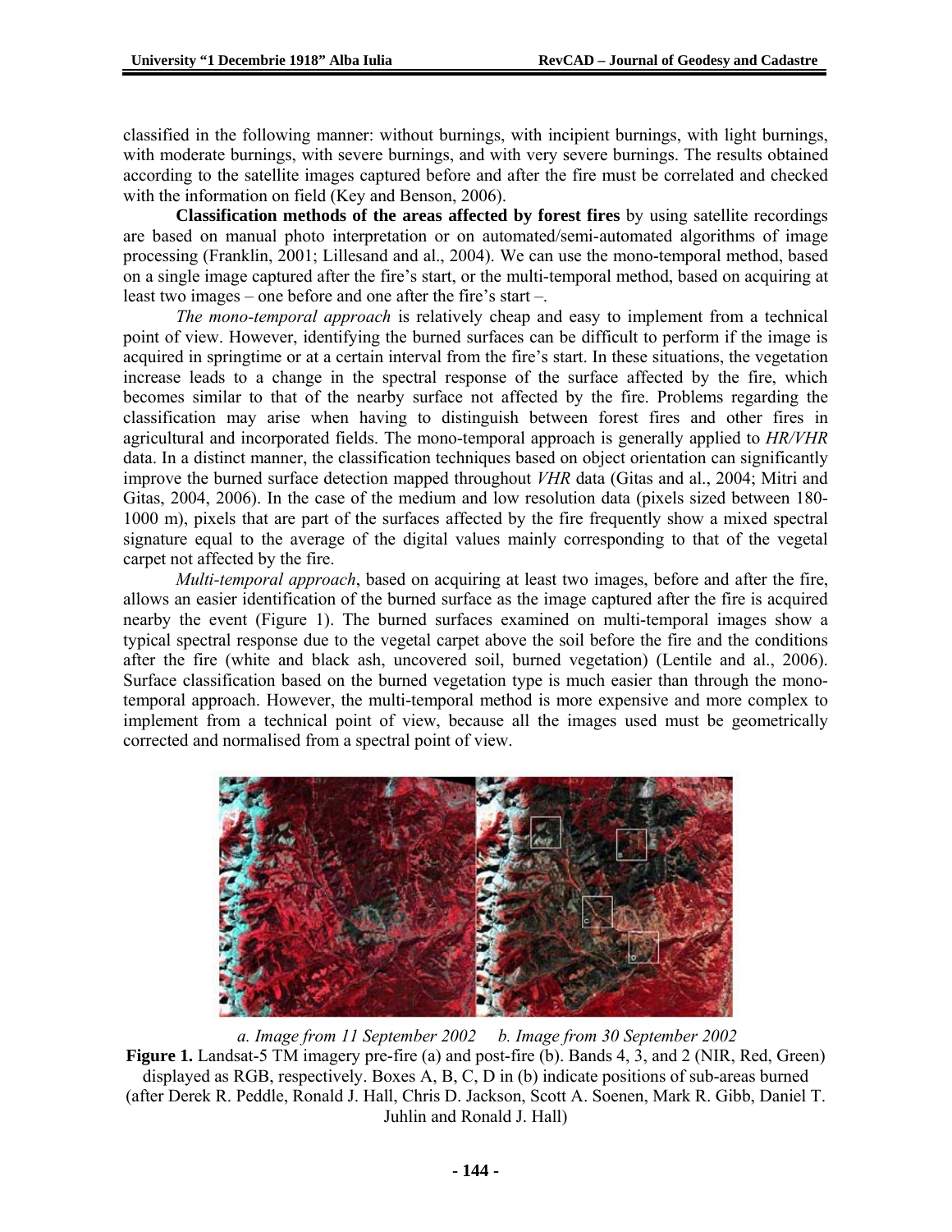classified in the following manner: without burnings, with incipient burnings, with light burnings, with moderate burnings, with severe burnings, and with very severe burnings. The results obtained according to the satellite images captured before and after the fire must be correlated and checked with the information on field (Key and Benson, 2006).

**Classification methods of the areas affected by forest fires** by using satellite recordings are based on manual photo interpretation or on automated/semi-automated algorithms of image processing (Franklin, 2001; Lillesand and al., 2004). We can use the mono-temporal method, based on a single image captured after the fire's start, or the multi-temporal method, based on acquiring at least two images – one before and one after the fire's start –.

*The mono-temporal approach* is relatively cheap and easy to implement from a technical point of view. However, identifying the burned surfaces can be difficult to perform if the image is acquired in springtime or at a certain interval from the fire's start. In these situations, the vegetation increase leads to a change in the spectral response of the surface affected by the fire, which becomes similar to that of the nearby surface not affected by the fire. Problems regarding the classification may arise when having to distinguish between forest fires and other fires in agricultural and incorporated fields. The mono-temporal approach is generally applied to *HR/VHR* data. In a distinct manner, the classification techniques based on object orientation can significantly improve the burned surface detection mapped throughout *VHR* data (Gitas and al., 2004; Mitri and Gitas, 2004, 2006). In the case of the medium and low resolution data (pixels sized between 180-1000 m), pixels that are part of the surfaces affected by the fire frequently show a mixed spectral signature equal to the average of the digital values mainly corresponding to that of the vegetal carpet not affected by the fire.

*Multi-temporal approach*, based on acquiring at least two images, before and after the fire, allows an easier identification of the burned surface as the image captured after the fire is acquired nearby the event (Figure 1). The burned surfaces examined on multi-temporal images show a typical spectral response due to the vegetal carpet above the soil before the fire and the conditions after the fire (white and black ash, uncovered soil, burned vegetation) (Lentile and al., 2006). Surface classification based on the burned vegetation type is much easier than through the mono-temporal approach. However, the multi-temporal method is more expensive and more complex to implement from a technical point of view, because all the images used must be geometrically corrected and normalised from a spectral point of view.

*a. Image from 11 September 2002* *b. Image from 30 September 2002*

**Figure 1.** Landsat-5 TM imagery pre-fire (a) and post-fire (b). Bands 4, 3, and 2 (NIR, Red, Green) displayed as RGB, respectively. Boxes A, B, C, D in (b) indicate positions of sub-areas burned (after Derek R. Peddle, Ronald J. Hall, Chris D. Jackson, Scott A. Soenen, Mark R. Gibb, Daniel T. Juhlin and Ronald J. Hall)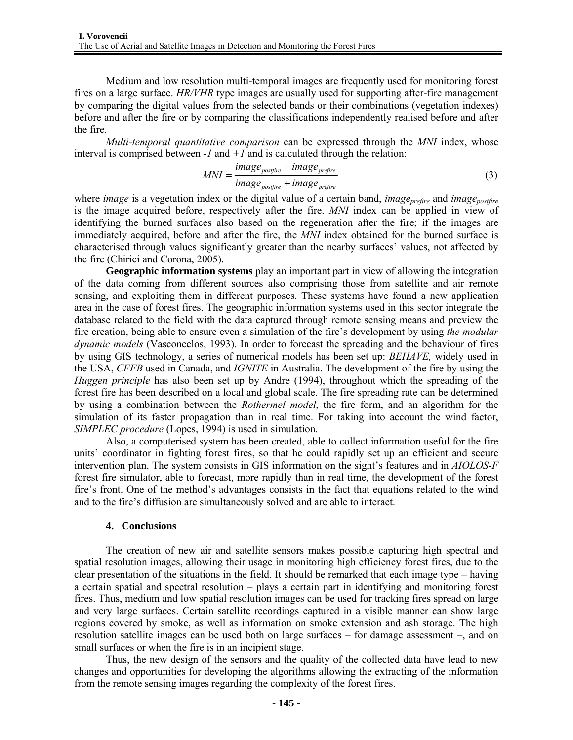Medium and low resolution multi-temporal images are frequently used for monitoring forest fires on a large surface. *HR/VHR* type images are usually used for supporting after-fire management by comparing the digital values from the selected bands or their combinations (vegetation indexes) before and after the fire or by comparing the classifications independently realised before and after the fire.

*Multi-temporal quantitative comparison* can be expressed through the *MNI* index, whose interval is comprised between *-1* and *+1* and is calculated through the relation:

$$MNI = \frac{image_{postfire} - image_{prefire}}{image_{postfire} + image_{prefire}} \tag{3}$$

where *image* is a vegetation index or the digital value of a certain band, $image_{prefire}$ and $image_{postfire}$ is the image acquired before, respectively after the fire. *MNI* index can be applied in view of identifying the burned surfaces also based on the regeneration after the fire; if the images are immediately acquired, before and after the fire, the *MNI* index obtained for the burned surface is characterised through values significantly greater than the nearby surfaces' values, not affected by the fire (Chirici and Corona, 2005).

**Geographic information systems** play an important part in view of allowing the integration of the data coming from different sources also comprising those from satellite and air remote sensing, and exploiting them in different purposes. These systems have found a new application area in the case of forest fires. The geographic information systems used in this sector integrate the database related to the field with the data captured through remote sensing means and preview the fire creation, being able to ensure even a simulation of the fire's development by using *the modular dynamic models* (Vasconcelos, 1993). In order to forecast the spreading and the behaviour of fires by using GIS technology, a series of numerical models has been set up: *BEHAVE,* widely used in the USA, *CFFB* used in Canada, and *IGNITE* in Australia. The development of the fire by using the *Huggen principle* has also been set up by Andre (1994), throughout which the spreading of the forest fire has been described on a local and global scale. The fire spreading rate can be determined by using a combination between the *Rothermel model*, the fire form, and an algorithm for the simulation of its faster propagation than in real time. For taking into account the wind factor, *SIMPLEC procedure* (Lopes, 1994) is used in simulation.

Also, a computerised system has been created, able to collect information useful for the fire units' coordinator in fighting forest fires, so that he could rapidly set up an efficient and secure intervention plan. The system consists in GIS information on the sight's features and in *AIOLOS-F* forest fire simulator, able to forecast, more rapidly than in real time, the development of the forest fire's front. One of the method's advantages consists in the fact that equations related to the wind and to the fire's diffusion are simultaneously solved and are able to interact.

## 4. Conclusions

The creation of new air and satellite sensors makes possible capturing high spectral and spatial resolution images, allowing their usage in monitoring high efficiency forest fires, due to the clear presentation of the situations in the field. It should be remarked that each image type – having a certain spatial and spectral resolution – plays a certain part in identifying and monitoring forest fires. Thus, medium and low spatial resolution images can be used for tracking fires spread on large and very large surfaces. Certain satellite recordings captured in a visible manner can show large regions covered by smoke, as well as information on smoke extension and ash storage. The high resolution satellite images can be used both on large surfaces – for damage assessment –, and on small surfaces or when the fire is in an incipient stage.

Thus, the new design of the sensors and the quality of the collected data have lead to new changes and opportunities for developing the algorithms allowing the extracting of the information from the remote sensing images regarding the complexity of the forest fires.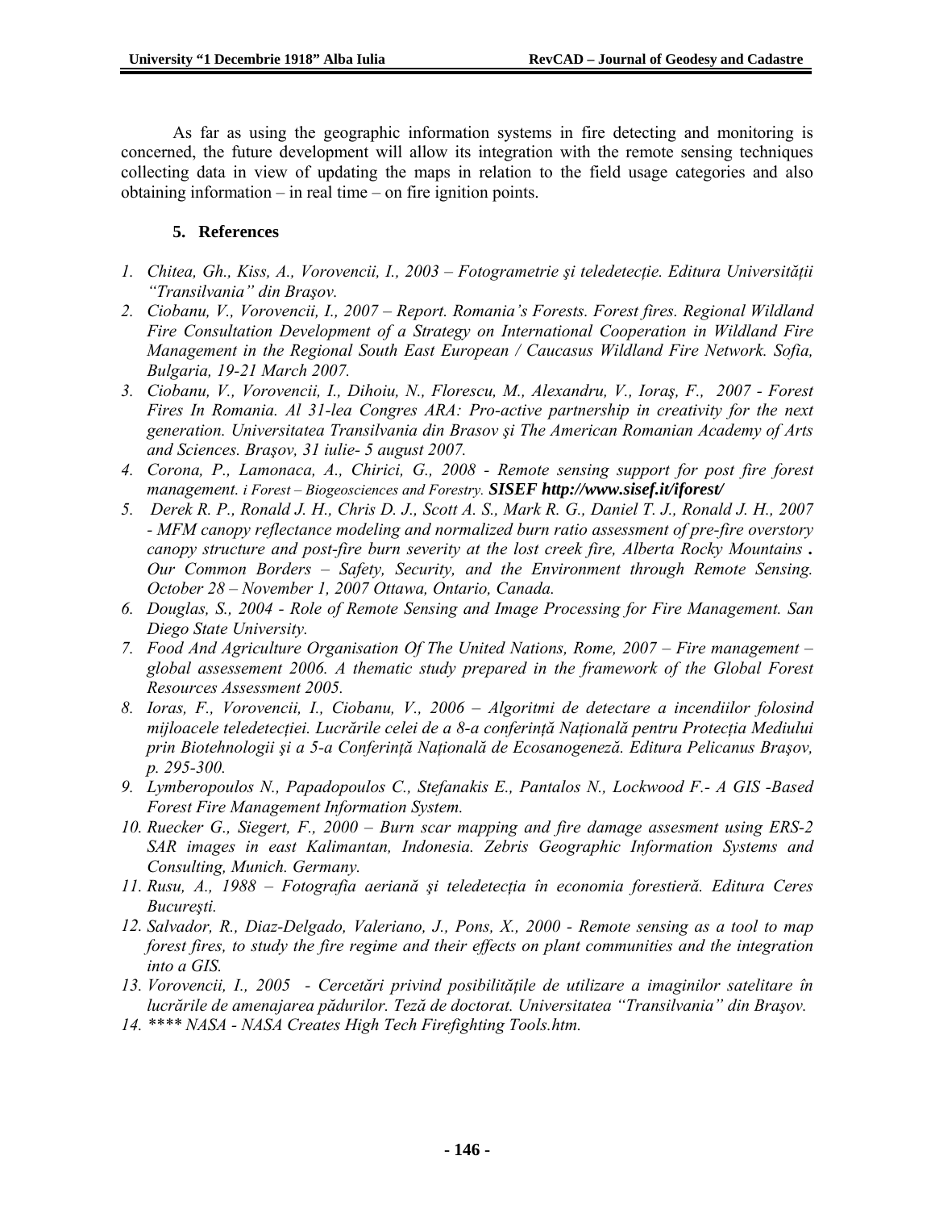As far as using the geographic information systems in fire detecting and monitoring is concerned, the future development will allow its integration with the remote sensing techniques collecting data in view of updating the maps in relation to the field usage categories and also obtaining information – in real time – on fire ignition points.

## 5. References

1. *Chitea, Gh., Kiss, A., Vorovencii, I., 2003 – Fotogrametrie şi teledetecţie. Editura Universităţii "Transilvania" din Braşov.*
2. *Ciobanu, V., Vorovencii, I., 2007 – Report. Romania's Forests. Forest fires. Regional Wildland Fire Consultation Development of a Strategy on International Cooperation in Wildland Fire Management in the Regional South East European / Caucasus Wildland Fire Network. Sofia, Bulgaria, 19-21 March 2007.*
3. *Ciobanu, V., Vorovencii, I., Dihoiu, N., Florescu, M., Alexandru, V., Ioraş, F., 2007 - Forest Fires In Romania. Al 31-lea Congres ARA: Pro-active partnership in creativity for the next generation. Universitatea Transilvania din Brasov şi The American Romanian Academy of Arts and Sciences. Braşov, 31 iulie- 5 august 2007.*
4. *Corona, P., Lamonaca, A., Chirici, G., 2008 - Remote sensing support for post fire forest management. i Forest – Biogeosciences and Forestry.* ***SISEF http://www.sisef.it/iforest/***
5. *Derek R. P., Ronald J. H., Chris D. J., Scott A. S., Mark R. G., Daniel T. J., Ronald J. H., 2007 - MFM canopy reflectance modeling and normalized burn ratio assessment of pre-fire overstory canopy structure and post-fire burn severity at the lost creek fire, Alberta Rocky Mountains . Our Common Borders – Safety, Security, and the Environment through Remote Sensing. October 28 – November 1, 2007 Ottawa, Ontario, Canada.*
6. *Douglas, S., 2004 - Role of Remote Sensing and Image Processing for Fire Management. San Diego State University.*
7. *Food And Agriculture Organisation Of The United Nations, Rome, 2007 – Fire management – global assessement 2006. A thematic study prepared in the framework of the Global Forest Resources Assessment 2005.*
8. *Ioras, F., Vorovencii, I., Ciobanu, V., 2006 – Algoritmi de detectare a incendiilor folosind mijloacele teledetecţiei. Lucrările celei de a 8-a conferinţă Naţională pentru Protecţia Mediului prin Biotehnologii şi a 5-a Conferinţă Naţională de Ecosanogeneză. Editura Pelicanus Braşov, p. 295-300.*
9. *Lymberopoulos N., Papadopoulos C., Stefanakis E., Pantalos N., Lockwood F.- A GIS -Based Forest Fire Management Information System.*
10. *Ruecker G., Siegert, F., 2000 – Burn scar mapping and fire damage assesment using ERS-2 SAR images in east Kalimantan, Indonesia. Zebris Geographic Information Systems and Consulting, Munich. Germany.*
11. *Rusu, A., 1988 – Fotografia aeriană şi teledetecţia în economia forestieră. Editura Ceres Bucureşti.*
12. *Salvador, R., Diaz-Delgado, Valeriano, J., Pons, X., 2000 - Remote sensing as a tool to map forest fires, to study the fire regime and their effects on plant communities and the integration into a GIS.*
13. *Vorovencii, I., 2005 - Cercetări privind posibilităţile de utilizare a imaginilor satelitare în lucrările de amenajarea pădurilor. Teză de doctorat. Universitatea "Transilvania" din Braşov.*
14. *\*\*\*\* NASA - NASA Creates High Tech Firefighting Tools.htm.*